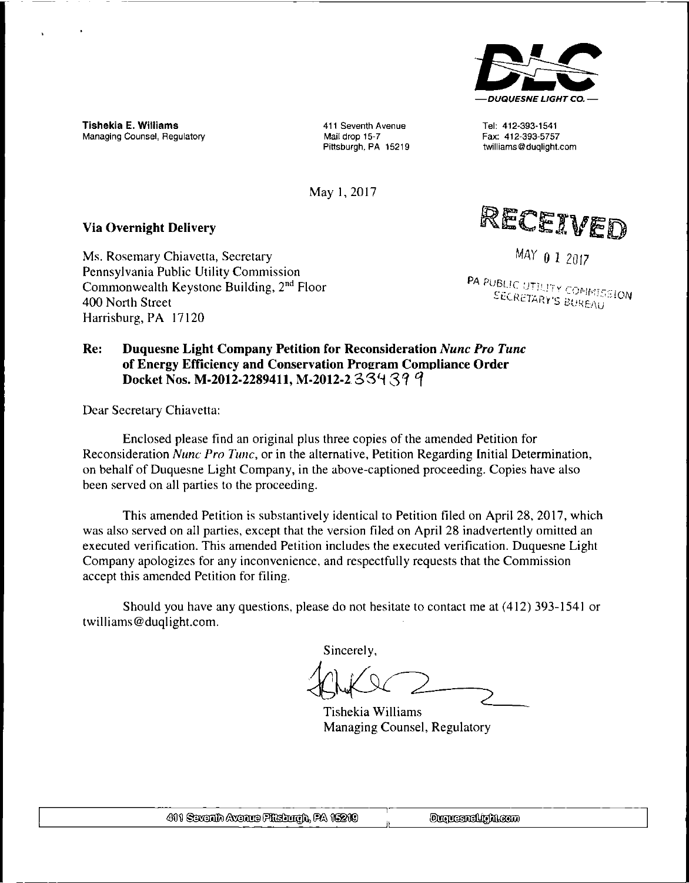DLC
— DUQUESNE LIGHT CO. —

**Tishekia E. Williams**
Managing Counsel, Regulatory

411 Seventh Avenue
Mail drop 15-7
Pittsburgh, PA 15219

Tel: 412-393-1541
Fax: 412-393-5757
twilliams@duqlight.com

May 1, 2017

**Via Overnight Delivery**

RECEIVED
MAY 01 2017
PA PUBLIC UTILITY COMMISSION
SECRETARY'S BUREAU

Ms. Rosemary Chiavetta, Secretary
Pennsylvania Public Utility Commission
Commonwealth Keystone Building, 2nd Floor
400 North Street
Harrisburg, PA 17120

**Re: Duquesne Light Company Petition for Reconsideration *Nunc Pro Tunc* of Energy Efficiency and Conservation Program Compliance Order Docket Nos. M-2012-2289411, M-2012-2334399**

Dear Secretary Chiavetta:

Enclosed please find an original plus three copies of the amended Petition for Reconsideration *Nunc Pro Tunc*, or in the alternative, Petition Regarding Initial Determination, on behalf of Duquesne Light Company, in the above-captioned proceeding. Copies have also been served on all parties to the proceeding.

This amended Petition is substantively identical to Petition filed on April 28, 2017, which was also served on all parties, except that the version filed on April 28 inadvertently omitted an executed verification. This amended Petition includes the executed verification. Duquesne Light Company apologizes for any inconvenience, and respectfully requests that the Commission accept this amended Petition for filing.

Should you have any questions, please do not hesitate to contact me at (412) 393-1541 or twilliams@duqlight.com.

Sincerely,

Tishekia Williams
Managing Counsel, Regulatory

411 Seventh Avenue Pittsburgh, PA 15219 | DuquesneLight.com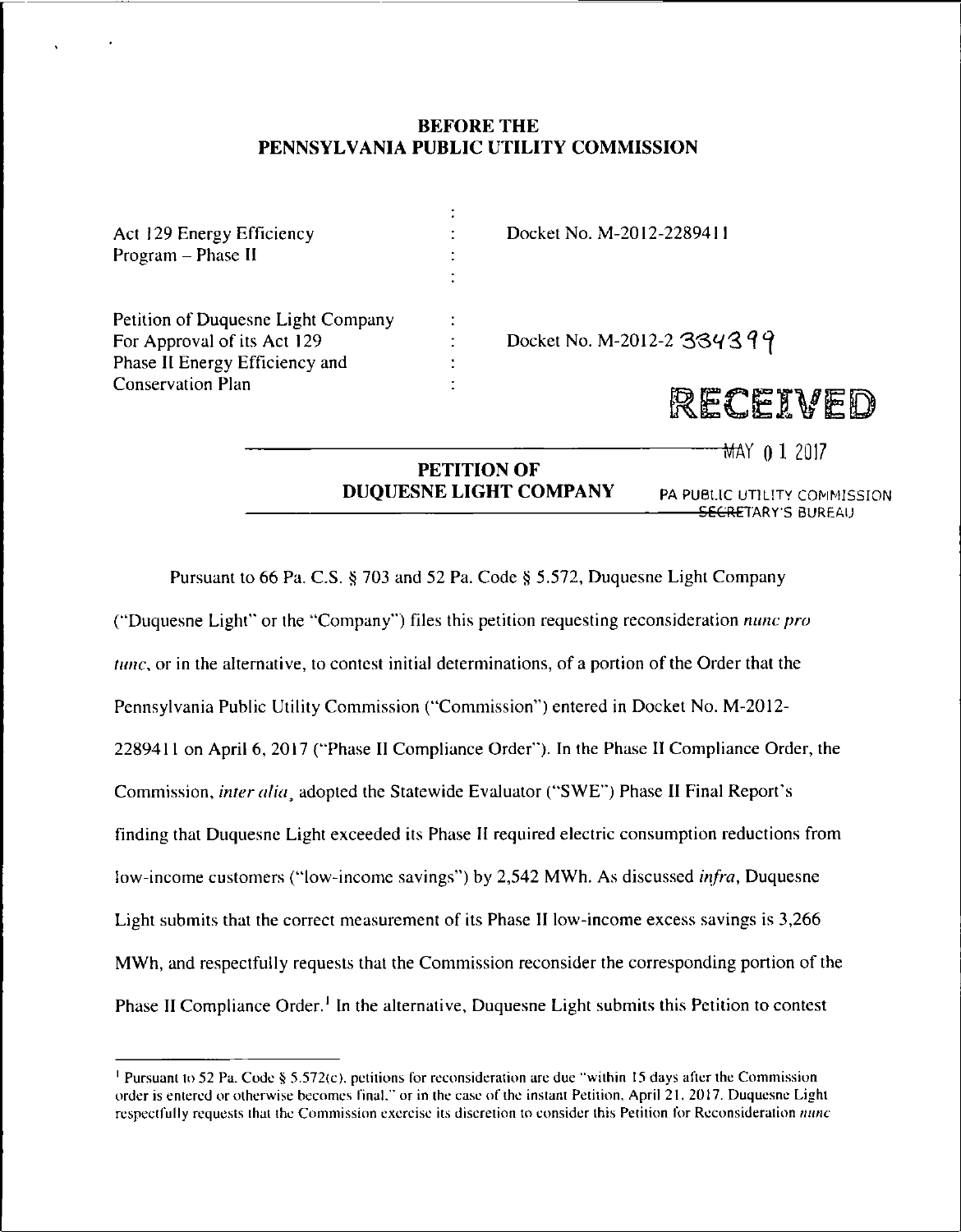**BEFORE THE**
**PENNSYLVANIA PUBLIC UTILITY COMMISSION**

| | | |
|---|---|---|
| Act 129 Energy Efficiency Program – Phase II | : | Docket No. M-2012-2289411 |
| Petition of Duquesne Light Company For Approval of its Act 129 Phase II Energy Efficiency and Conservation Plan | : | Docket No. M-2012-2334399 |

RECEIVED

MAY 01 2017

PA PUBLIC UTILITY COMMISSION
SECRETARY'S BUREAU

**PETITION OF**
**DUQUESNE LIGHT COMPANY**

Pursuant to 66 Pa. C.S. § 703 and 52 Pa. Code § 5.572, Duquesne Light Company ("Duquesne Light" or the "Company") files this petition requesting reconsideration *nunc pro tunc*, or in the alternative, to contest initial determinations, of a portion of the Order that the Pennsylvania Public Utility Commission ("Commission") entered in Docket No. M-2012-2289411 on April 6, 2017 ("Phase II Compliance Order"). In the Phase II Compliance Order, the Commission, *inter alia*, adopted the Statewide Evaluator ("SWE") Phase II Final Report's finding that Duquesne Light exceeded its Phase II required electric consumption reductions from low-income customers ("low-income savings") by 2,542 MWh. As discussed *infra*, Duquesne Light submits that the correct measurement of its Phase II low-income excess savings is 3,266 MWh, and respectfully requests that the Commission reconsider the corresponding portion of the Phase II Compliance Order.[1] In the alternative, Duquesne Light submits this Petition to contest

[1] Pursuant to 52 Pa. Code § 5.572(c), petitions for reconsideration are due "within 15 days after the Commission order is entered or otherwise becomes final," or in the case of the instant Petition, April 21, 2017. Duquesne Light respectfully requests that the Commission exercise its discretion to consider this Petition for Reconsideration *nunc*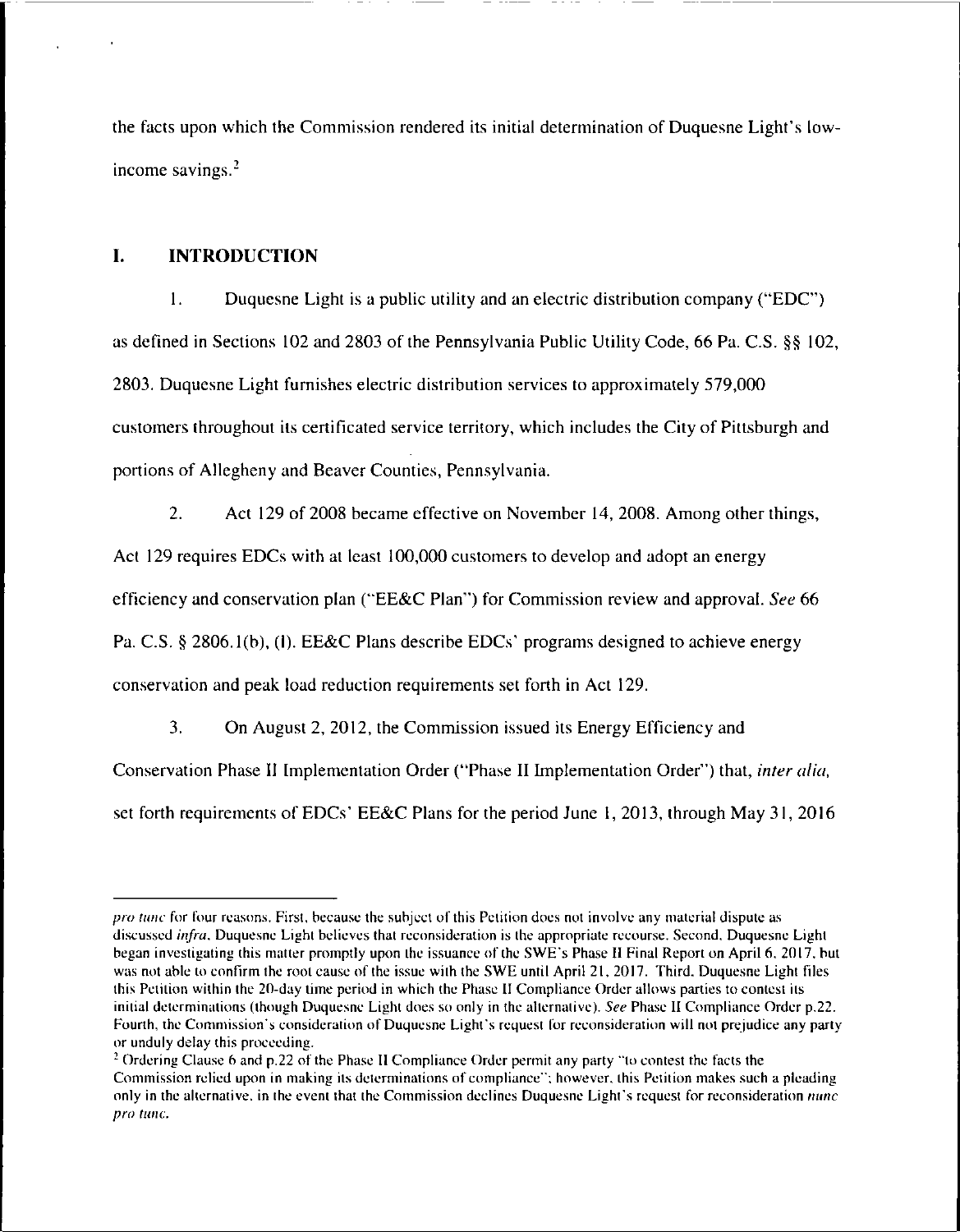the facts upon which the Commission rendered its initial determination of Duquesne Light's low-income savings.[2]

## I. INTRODUCTION

1. Duquesne Light is a public utility and an electric distribution company ("EDC") as defined in Sections 102 and 2803 of the Pennsylvania Public Utility Code, 66 Pa. C.S. §§ 102, 2803. Duquesne Light furnishes electric distribution services to approximately 579,000 customers throughout its certificated service territory, which includes the City of Pittsburgh and portions of Allegheny and Beaver Counties, Pennsylvania.

2. Act 129 of 2008 became effective on November 14, 2008. Among other things, Act 129 requires EDCs with at least 100,000 customers to develop and adopt an energy efficiency and conservation plan ("EE&C Plan") for Commission review and approval. *See* 66 Pa. C.S. § 2806.1(b), (l). EE&C Plans describe EDCs' programs designed to achieve energy conservation and peak load reduction requirements set forth in Act 129.

3. On August 2, 2012, the Commission issued its Energy Efficiency and Conservation Phase II Implementation Order ("Phase II Implementation Order") that, *inter alia*, set forth requirements of EDCs' EE&C Plans for the period June 1, 2013, through May 31, 2016

---

*pro tunc* for four reasons. First, because the subject of this Petition does not involve any material dispute as discussed *infra*, Duquesne Light believes that reconsideration is the appropriate recourse. Second, Duquesne Light began investigating this matter promptly upon the issuance of the SWE's Phase II Final Report on April 6, 2017, but was not able to confirm the root cause of the issue with the SWE until April 21, 2017. Third, Duquesne Light files this Petition within the 20-day time period in which the Phase II Compliance Order allows parties to contest its initial determinations (though Duquesne Light does so only in the alternative). *See* Phase II Compliance Order p.22. Fourth, the Commission's consideration of Duquesne Light's request for reconsideration will not prejudice any party or unduly delay this proceeding.

[2] Ordering Clause 6 and p.22 of the Phase II Compliance Order permit any party "to contest the facts the Commission relied upon in making its determinations of compliance"; however, this Petition makes such a pleading only in the alternative, in the event that the Commission declines Duquesne Light's request for reconsideration *nunc pro tunc*.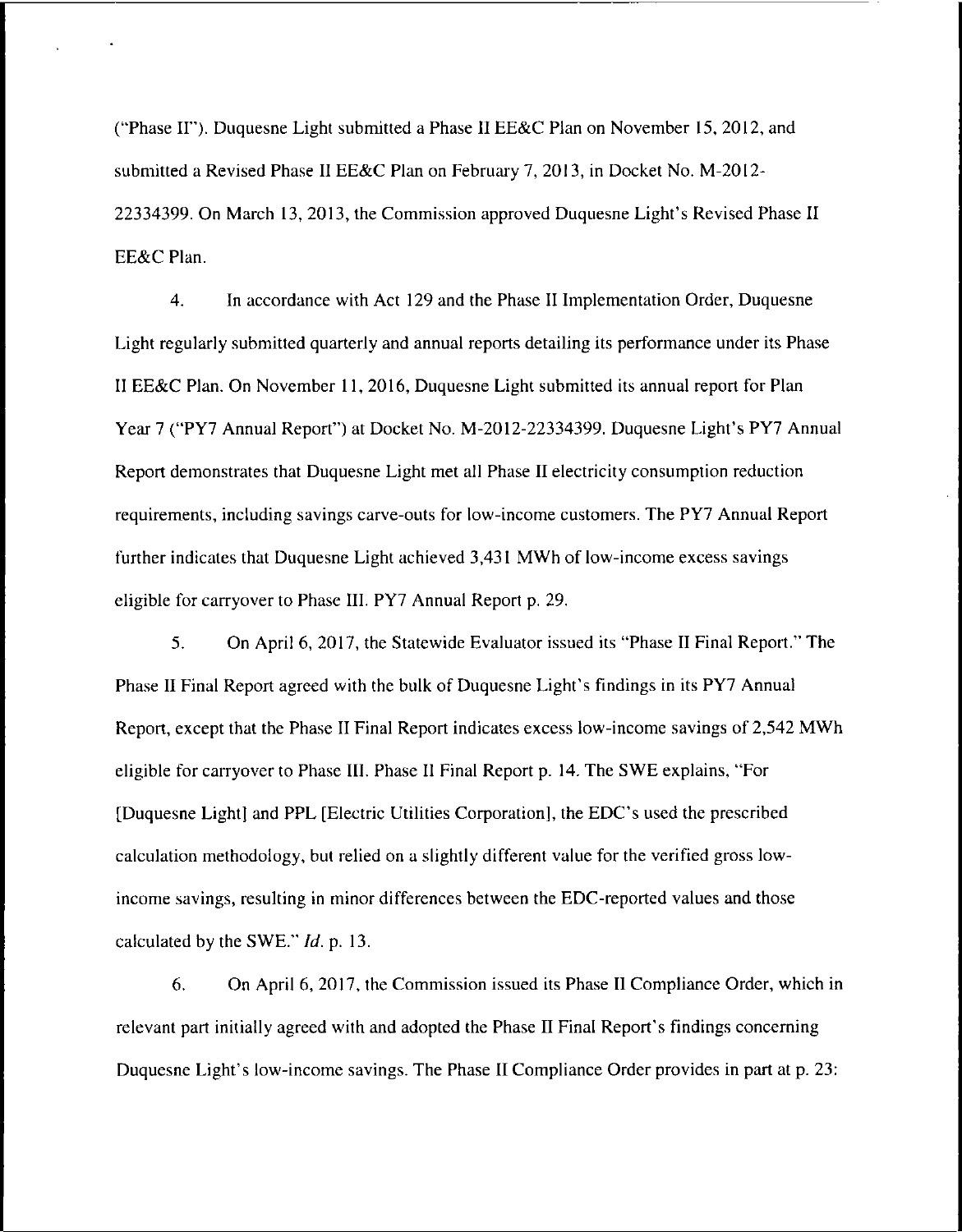("Phase II"). Duquesne Light submitted a Phase II EE&C Plan on November 15, 2012, and submitted a Revised Phase II EE&C Plan on February 7, 2013, in Docket No. M-2012-22334399. On March 13, 2013, the Commission approved Duquesne Light's Revised Phase II EE&C Plan.

4. In accordance with Act 129 and the Phase II Implementation Order, Duquesne Light regularly submitted quarterly and annual reports detailing its performance under its Phase II EE&C Plan. On November 11, 2016, Duquesne Light submitted its annual report for Plan Year 7 ("PY7 Annual Report") at Docket No. M-2012-22334399. Duquesne Light's PY7 Annual Report demonstrates that Duquesne Light met all Phase II electricity consumption reduction requirements, including savings carve-outs for low-income customers. The PY7 Annual Report further indicates that Duquesne Light achieved 3,431 MWh of low-income excess savings eligible for carryover to Phase III. PY7 Annual Report p. 29.

5. On April 6, 2017, the Statewide Evaluator issued its "Phase II Final Report." The Phase II Final Report agreed with the bulk of Duquesne Light's findings in its PY7 Annual Report, except that the Phase II Final Report indicates excess low-income savings of 2,542 MWh eligible for carryover to Phase III. Phase II Final Report p. 14. The SWE explains, "For [Duquesne Light] and PPL [Electric Utilities Corporation], the EDC's used the prescribed calculation methodology, but relied on a slightly different value for the verified gross low-income savings, resulting in minor differences between the EDC-reported values and those calculated by the SWE." *Id.* p. 13.

6. On April 6, 2017, the Commission issued its Phase II Compliance Order, which in relevant part initially agreed with and adopted the Phase II Final Report's findings concerning Duquesne Light's low-income savings. The Phase II Compliance Order provides in part at p. 23: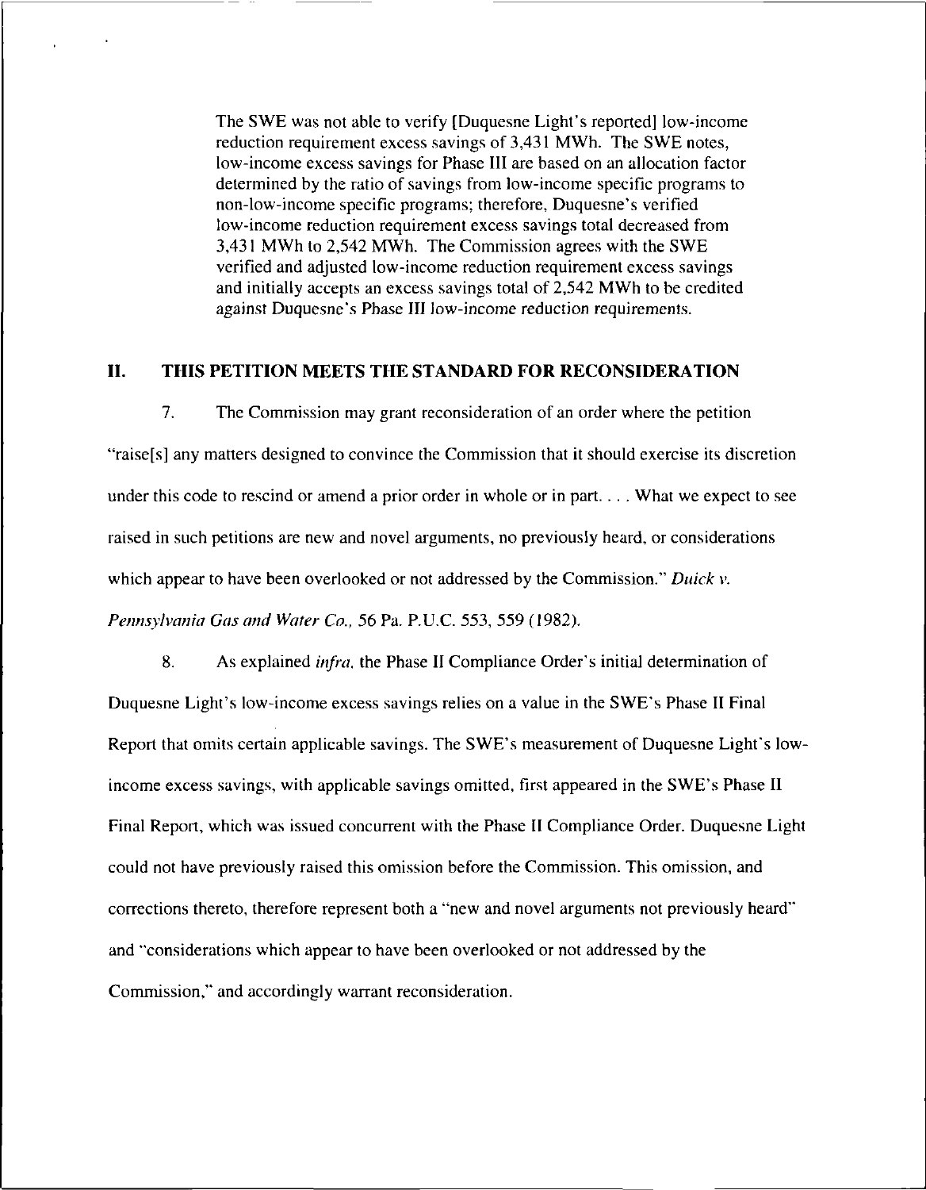> The SWE was not able to verify [Duquesne Light's reported] low-income reduction requirement excess savings of 3,431 MWh. The SWE notes, low-income excess savings for Phase III are based on an allocation factor determined by the ratio of savings from low-income specific programs to non-low-income specific programs; therefore, Duquesne's verified low-income reduction requirement excess savings total decreased from 3,431 MWh to 2,542 MWh. The Commission agrees with the SWE verified and adjusted low-income reduction requirement excess savings and initially accepts an excess savings total of 2,542 MWh to be credited against Duquesne's Phase III low-income reduction requirements.

## II. THIS PETITION MEETS THE STANDARD FOR RECONSIDERATION

7. The Commission may grant reconsideration of an order where the petition "raise[s] any matters designed to convince the Commission that it should exercise its discretion under this code to rescind or amend a prior order in whole or in part. . . . What we expect to see raised in such petitions are new and novel arguments, no previously heard, or considerations which appear to have been overlooked or not addressed by the Commission." *Duick v. Pennsylvania Gas and Water Co.*, 56 Pa. P.U.C. 553, 559 (1982).

8. As explained *infra*, the Phase II Compliance Order's initial determination of Duquesne Light's low-income excess savings relies on a value in the SWE's Phase II Final Report that omits certain applicable savings. The SWE's measurement of Duquesne Light's low-income excess savings, with applicable savings omitted, first appeared in the SWE's Phase II Final Report, which was issued concurrent with the Phase II Compliance Order. Duquesne Light could not have previously raised this omission before the Commission. This omission, and corrections thereto, therefore represent both a "new and novel arguments not previously heard" and "considerations which appear to have been overlooked or not addressed by the Commission," and accordingly warrant reconsideration.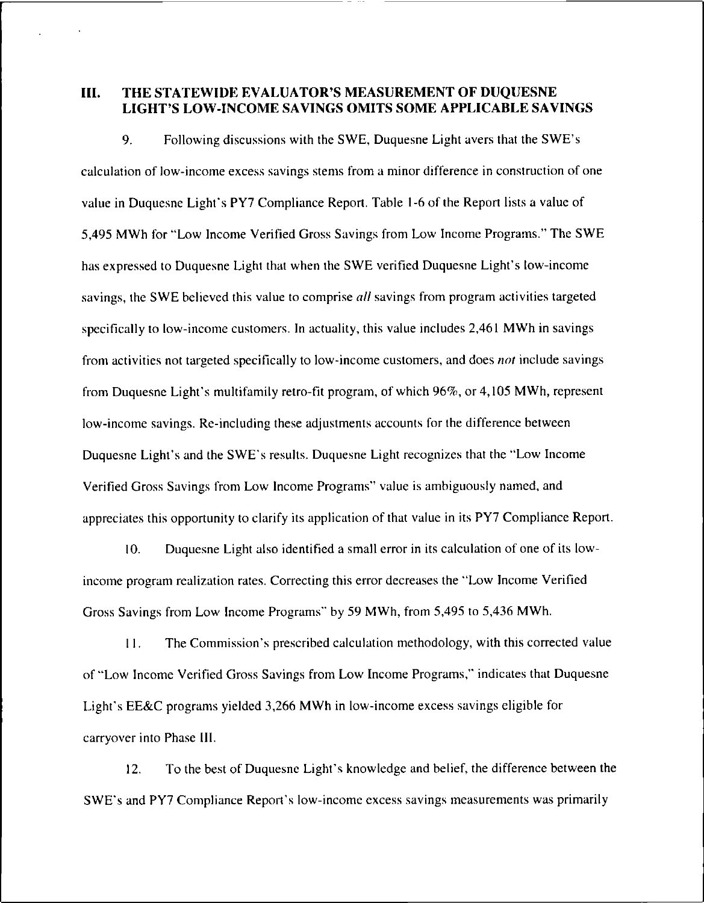## III. THE STATEWIDE EVALUATOR'S MEASUREMENT OF DUQUESNE LIGHT'S LOW-INCOME SAVINGS OMITS SOME APPLICABLE SAVINGS

9. Following discussions with the SWE, Duquesne Light avers that the SWE's calculation of low-income excess savings stems from a minor difference in construction of one value in Duquesne Light's PY7 Compliance Report. Table 1-6 of the Report lists a value of 5,495 MWh for "Low Income Verified Gross Savings from Low Income Programs." The SWE has expressed to Duquesne Light that when the SWE verified Duquesne Light's low-income savings, the SWE believed this value to comprise *all* savings from program activities targeted specifically to low-income customers. In actuality, this value includes 2,461 MWh in savings from activities not targeted specifically to low-income customers, and does *not* include savings from Duquesne Light's multifamily retro-fit program, of which 96%, or 4,105 MWh, represent low-income savings. Re-including these adjustments accounts for the difference between Duquesne Light's and the SWE's results. Duquesne Light recognizes that the "Low Income Verified Gross Savings from Low Income Programs" value is ambiguously named, and appreciates this opportunity to clarify its application of that value in its PY7 Compliance Report.

10. Duquesne Light also identified a small error in its calculation of one of its low-income program realization rates. Correcting this error decreases the "Low Income Verified Gross Savings from Low Income Programs" by 59 MWh, from 5,495 to 5,436 MWh.

11. The Commission's prescribed calculation methodology, with this corrected value of "Low Income Verified Gross Savings from Low Income Programs," indicates that Duquesne Light's EE&C programs yielded 3,266 MWh in low-income excess savings eligible for carryover into Phase III.

12. To the best of Duquesne Light's knowledge and belief, the difference between the SWE's and PY7 Compliance Report's low-income excess savings measurements was primarily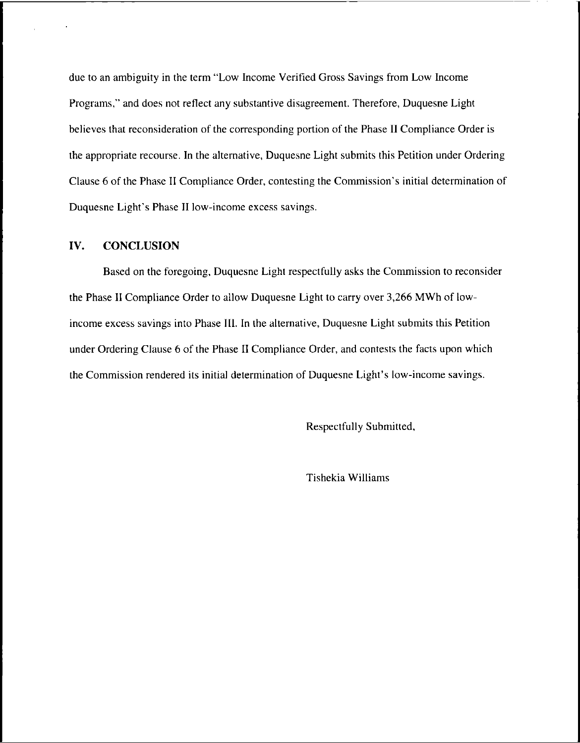due to an ambiguity in the term "Low Income Verified Gross Savings from Low Income Programs," and does not reflect any substantive disagreement. Therefore, Duquesne Light believes that reconsideration of the corresponding portion of the Phase II Compliance Order is the appropriate recourse. In the alternative, Duquesne Light submits this Petition under Ordering Clause 6 of the Phase II Compliance Order, contesting the Commission's initial determination of Duquesne Light's Phase II low-income excess savings.

## IV. CONCLUSION

Based on the foregoing, Duquesne Light respectfully asks the Commission to reconsider the Phase II Compliance Order to allow Duquesne Light to carry over 3,266 MWh of low-income excess savings into Phase III. In the alternative, Duquesne Light submits this Petition under Ordering Clause 6 of the Phase II Compliance Order, and contests the facts upon which the Commission rendered its initial determination of Duquesne Light's low-income savings.

Respectfully Submitted,

Tishekia Williams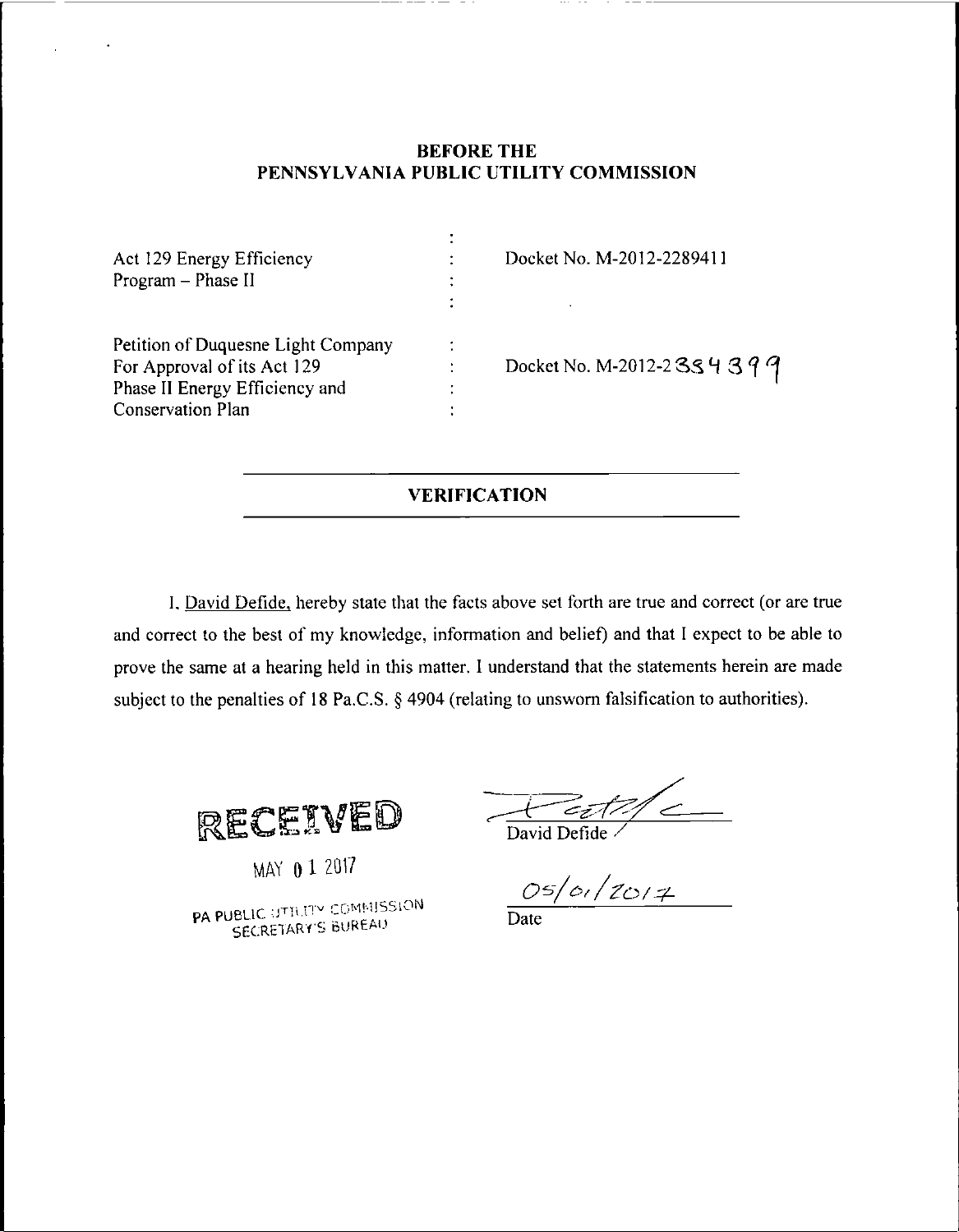**BEFORE THE**
**PENNSYLVANIA PUBLIC UTILITY COMMISSION**

| | | |
|---|---|---|
| Act 129 Energy Efficiency Program – Phase II | : | Docket No. M-2012-2289411 |
| Petition of Duquesne Light Company For Approval of its Act 129 Phase II Energy Efficiency and Conservation Plan | : | Docket No. M-2012-2334399 |

## VERIFICATION

I, David Defide, hereby state that the facts above set forth are true and correct (or are true and correct to the best of my knowledge, information and belief) and that I expect to be able to prove the same at a hearing held in this matter. I understand that the statements herein are made subject to the penalties of 18 Pa.C.S. § 4904 (relating to unsworn falsification to authorities).

RECEIVED

MAY 01 2017

PA PUBLIC UTILITY COMMISSION
SECRETARY'S BUREAU

David Defide

05/01/2017

Date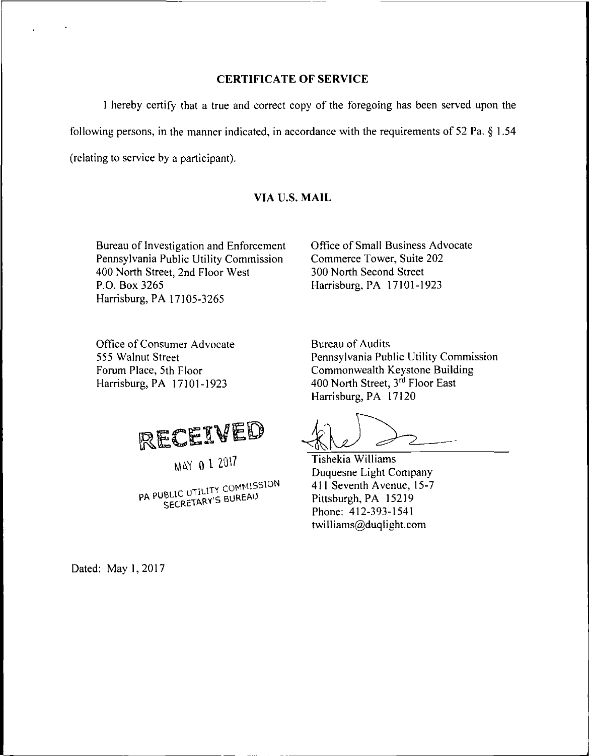## CERTIFICATE OF SERVICE

I hereby certify that a true and correct copy of the foregoing has been served upon the following persons, in the manner indicated, in accordance with the requirements of 52 Pa. § 1.54 (relating to service by a participant).

**VIA U.S. MAIL**

Bureau of Investigation and Enforcement
Pennsylvania Public Utility Commission
400 North Street, 2nd Floor West
P.O. Box 3265
Harrisburg, PA 17105-3265

Office of Small Business Advocate
Commerce Tower, Suite 202
300 North Second Street
Harrisburg, PA 17101-1923

Office of Consumer Advocate
555 Walnut Street
Forum Place, 5th Floor
Harrisburg, PA 17101-1923

Bureau of Audits
Pennsylvania Public Utility Commission
Commonwealth Keystone Building
400 North Street, 3rd Floor East
Harrisburg, PA 17120

RECEIVED
MAY 01 2017
PA PUBLIC UTILITY COMMISSION
SECRETARY'S BUREAU

Tishekia Williams
Duquesne Light Company
411 Seventh Avenue, 15-7
Pittsburgh, PA 15219
Phone: 412-393-1541
twilliams@duqlight.com

Dated: May 1, 2017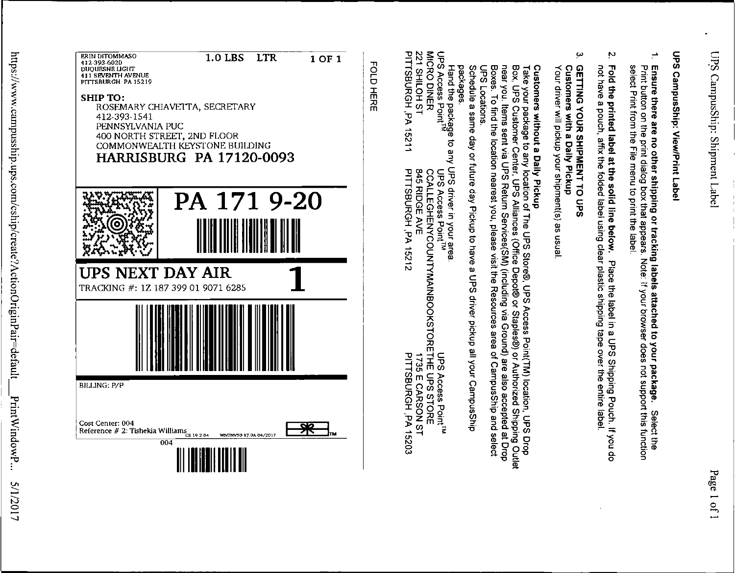## UPS CampusShip: View/Print Label

1. **Ensure there are no other shipping or tracking labels attached to your package.** Select the Print button on the print dialog box that appears. Note: If your browser does not support this function select Print from the File menu to print the label.

2. **Fold the printed label at the solid line below.** Place the label in a UPS Shipping Pouch. If you do not have a pouch, affix the folded label using clear plastic shipping tape over the entire label.

3. **GETTING YOUR SHIPMENT TO UPS**

   **Customers with a Daily Pickup**
   Your driver will pickup your shipment(s) as usual.

   **Customers without a Daily Pickup**
   Take your package to any location of The UPS Store®, UPS Access Point(TM) location, UPS Drop Box, UPS Customer Center, UPS Alliances (Office Depot® or Staples®) or Authorized Shipping Outlet near you. Items sent via UPS Return Services(SM) (including via Ground) are also accepted at Drop Boxes. To find the location nearest you, please visit the Resources area of CampusShip and select UPS Locations.

   Schedule a same day or future day Pickup to have a UPS driver pickup all your CampusShip packages.

   Hand the package to any UPS driver in your area.

| UPS Access Point™ | UPS Access Point™ | UPS Access Point™ |
|---|---|---|
| MICRO DINER | CALLEGHENYCOUNTYMAINBOOKSTORE | THE UPS STORE |
| 221 SHILOH ST | 845 RIDGE AVE | 1735 E CARSON ST |
| PITTSBURGH ,PA 15211 | PITTSBURGH ,PA 15212 | PITTSBURGH ,PA 15203 |

FOLD HERE

---

ERIN DITOMMASO
412-393-6020
DUQUESNE LIGHT
411 SEVENTH AVENUE
PITTSBURGH PA 15219

1.0 LBS LTR 1 OF 1

**SHIP TO:**
ROSEMARY CHIAVETTA, SECRETARY
412-393-1541
PENNSYLVANIA PUC
400 NORTH STREET, 2ND FLOOR
COMMONWEALTH KEYSTONE BUILDING
**HARRISBURG PA 17120-0093**

**PA 171 9-20**

**UPS NEXT DAY AIR** **1**

TRACKING #: 1Z 187 399 01 9071 6285

BILLING: P/P

Cost Center: 004
Reference # 2: Tishekia Williams

CS 19.2.04 WNTNV50 87.0A 04/2017

004